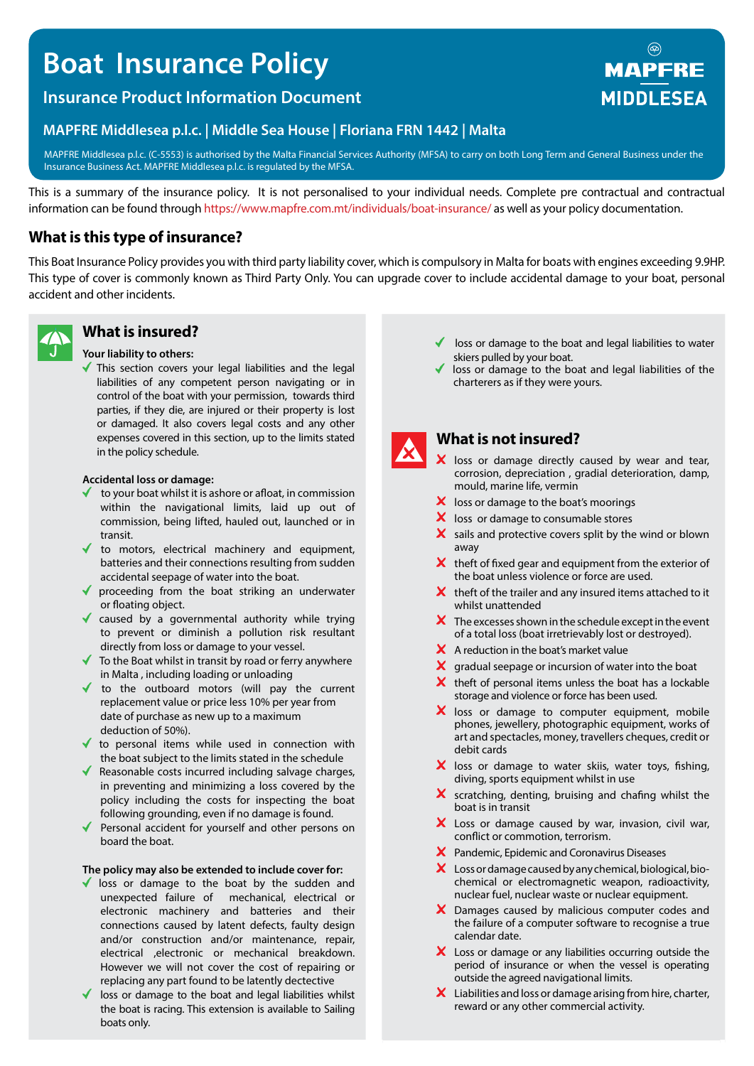# Boat Insurance Policy

## Insurance Product Information Document

MAPFRE MIDDLESEA

### MAPFRE Middlesea p.l.c. | Middle Sea House | Floriana FRN 1442 | Malta

MAPFRE Middlesea p.l.c. (C-5553) is authorised by the Malta Financial Services Authority (MFSA) to carry on both Long Term and General Business under the Insurance Business Act. MAPFRE Middlesea p.l.c. is regulated by the MFSA.

This is a summary of the insurance policy. It is not personalised to your individual needs. Complete pre contractual and contractual information can be found through https://www.mapfre.com.mt/individuals/boat-insurance/ as well as your policy documentation.

## What is this type of insurance?

This Boat Insurance Policy provides you with third party liability cover, which is compulsory in Malta for boats with engines exceeding 9.9HP. This type of cover is commonly known as Third Party Only. You can upgrade cover to include accidental damage to your boat, personal accident and other incidents.

## What is insured?

**Your liability to others:**

- ✓ This section covers your legal liabilities and the legal liabilities of any competent person navigating or in control of the boat with your permission, towards third parties, if they die, are injured or their property is lost or damaged. It also covers legal costs and any other expenses covered in this section, up to the limits stated in the policy schedule.

**Accidental loss or damage:**

- ✓ to your boat whilst it is ashore or afloat, in commission within the navigational limits, laid up out of commission, being lifted, hauled out, launched or in transit.
- ✓ to motors, electrical machinery and equipment, batteries and their connections resulting from sudden accidental seepage of water into the boat.
- ✓ proceeding from the boat striking an underwater or floating object.
- ✓ caused by a governmental authority while trying to prevent or diminish a pollution risk resultant directly from loss or damage to your vessel.
- ✓ To the Boat whilst in transit by road or ferry anywhere in Malta , including loading or unloading
- ✓ to the outboard motors (will pay the current replacement value or price less 10% per year from date of purchase as new up to a maximum deduction of 50%).
- ✓ to personal items while used in connection with the boat subject to the limits stated in the schedule
- ✓ Reasonable costs incurred including salvage charges, in preventing and minimizing a loss covered by the policy including the costs for inspecting the boat following grounding, even if no damage is found.
- ✓ Personal accident for yourself and other persons on board the boat.

**The policy may also be extended to include cover for:**

- ✓ loss or damage to the boat by the sudden and unexpected failure of mechanical, electrical or electronic machinery and batteries and their connections caused by latent defects, faulty design and/or construction and/or maintenance, repair, electrical ,electronic or mechanical breakdown. However we will not cover the cost of repairing or replacing any part found to be latently dectective
- ✓ loss or damage to the boat and legal liabilities whilst the boat is racing. This extension is available to Sailing boats only.
- ✓ loss or damage to the boat and legal liabilities to water skiers pulled by your boat.
- ✓ loss or damage to the boat and legal liabilities of the charterers as if they were yours.

## What is not insured?

- ✗ loss or damage directly caused by wear and tear, corrosion, depreciation , gradial deterioration, damp, mould, marine life, vermin
- ✗ loss or damage to the boat's moorings
- ✗ loss or damage to consumable stores
- ✗ sails and protective covers split by the wind or blown away
- ✗ theft of fixed gear and equipment from the exterior of the boat unless violence or force are used.
- ✗ theft of the trailer and any insured items attached to it whilst unattended
- ✗ The excesses shown in the schedule except in the event of a total loss (boat irretrievably lost or destroyed).
- ✗ A reduction in the boat's market value
- ✗ gradual seepage or incursion of water into the boat
- ✗ theft of personal items unless the boat has a lockable storage and violence or force has been used.
- ✗ loss or damage to computer equipment, mobile phones, jewellery, photographic equipment, works of art and spectacles, money, travellers cheques, credit or debit cards
- ✗ loss or damage to water skiis, water toys, fishing, diving, sports equipment whilst in use
- ✗ scratching, denting, bruising and chafing whilst the boat is in transit
- ✗ Loss or damage caused by war, invasion, civil war, conflict or commotion, terrorism.
- ✗ Pandemic, Epidemic and Coronavirus Diseases
- ✗ Loss or damage caused by any chemical, biological, bio-chemical or electromagnetic weapon, radioactivity, nuclear fuel, nuclear waste or nuclear equipment.
- ✗ Damages caused by malicious computer codes and the failure of a computer software to recognise a true calendar date.
- ✗ Loss or damage or any liabilities occurring outside the period of insurance or when the vessel is operating outside the agreed navigational limits.
- ✗ Liabilities and loss or damage arising from hire, charter, reward or any other commercial activity.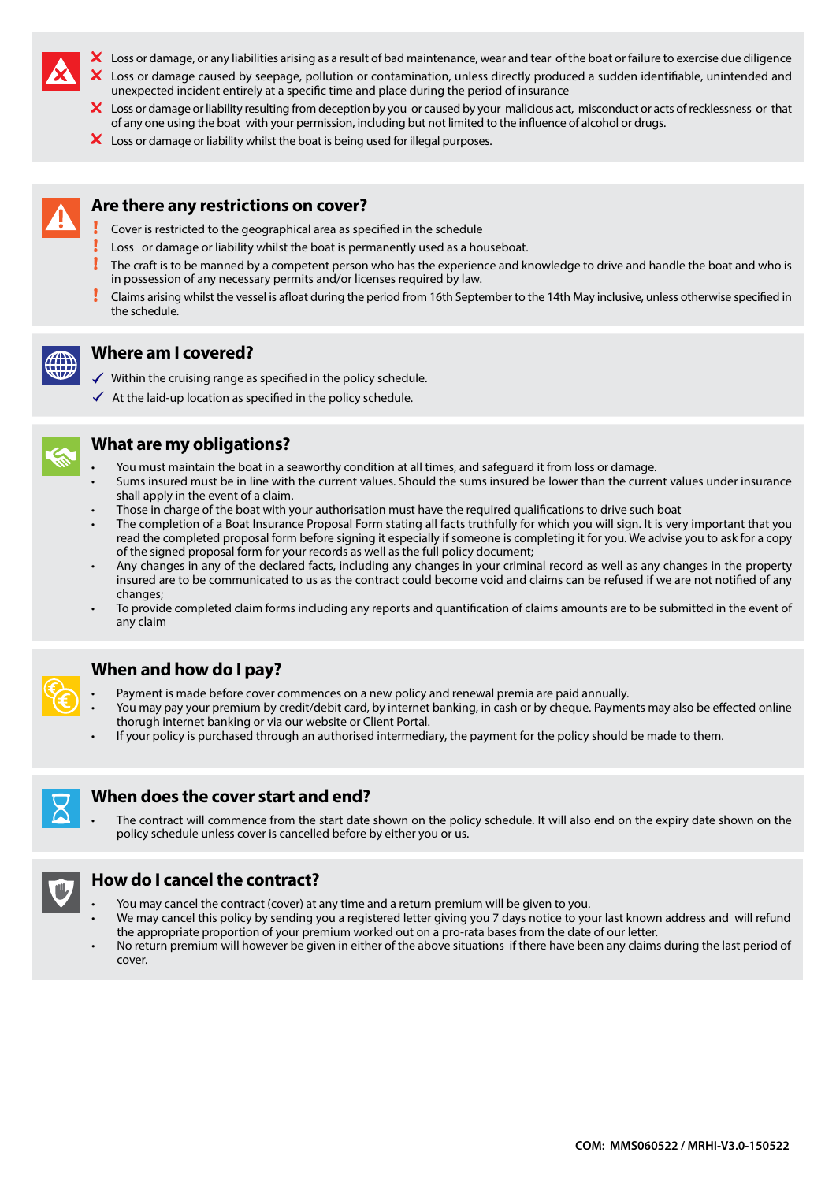- ✗ Loss or damage, or any liabilities arising as a result of bad maintenance, wear and tear of the boat or failure to exercise due diligence
- ✗ Loss or damage caused by seepage, pollution or contamination, unless directly produced a sudden identifiable, unintended and unexpected incident entirely at a specific time and place during the period of insurance
- ✗ Loss or damage or liability resulting from deception by you or caused by your malicious act, misconduct or acts of recklessness or that of any one using the boat with your permission, including but not limited to the influence of alcohol or drugs.
- ✗ Loss or damage or liability whilst the boat is being used for illegal purposes.

## Are there any restrictions on cover?

- ! Cover is restricted to the geographical area as specified in the schedule
- ! Loss or damage or liability whilst the boat is permanently used as a houseboat.
- ! The craft is to be manned by a competent person who has the experience and knowledge to drive and handle the boat and who is in possession of any necessary permits and/or licenses required by law.
- ! Claims arising whilst the vessel is afloat during the period from 16th September to the 14th May inclusive, unless otherwise specified in the schedule.

## Where am I covered?

- ✓ Within the cruising range as specified in the policy schedule.
- ✓ At the laid-up location as specified in the policy schedule.

## What are my obligations?

- You must maintain the boat in a seaworthy condition at all times, and safeguard it from loss or damage.
- Sums insured must be in line with the current values. Should the sums insured be lower than the current values under insurance shall apply in the event of a claim.
- Those in charge of the boat with your authorisation must have the required qualifications to drive such boat
- The completion of a Boat Insurance Proposal Form stating all facts truthfully for which you will sign. It is very important that you read the completed proposal form before signing it especially if someone is completing it for you. We advise you to ask for a copy of the signed proposal form for your records as well as the full policy document;
- Any changes in any of the declared facts, including any changes in your criminal record as well as any changes in the property insured are to be communicated to us as the contract could become void and claims can be refused if we are not notified of any changes;
- To provide completed claim forms including any reports and quantification of claims amounts are to be submitted in the event of any claim

## When and how do I pay?

- Payment is made before cover commences on a new policy and renewal premia are paid annually.
- You may pay your premium by credit/debit card, by internet banking, in cash or by cheque. Payments may also be effected online thorugh internet banking or via our website or Client Portal.
- If your policy is purchased through an authorised intermediary, the payment for the policy should be made to them.

## When does the cover start and end?

- The contract will commence from the start date shown on the policy schedule. It will also end on the expiry date shown on the policy schedule unless cover is cancelled before by either you or us.

## How do I cancel the contract?

- You may cancel the contract (cover) at any time and a return premium will be given to you.
- We may cancel this policy by sending you a registered letter giving you 7 days notice to your last known address and will refund the appropriate proportion of your premium worked out on a pro-rata bases from the date of our letter.
- No return premium will however be given in either of the above situations if there have been any claims during the last period of cover.

**COM: MMS060522 / MRHI-V3.0-150522**